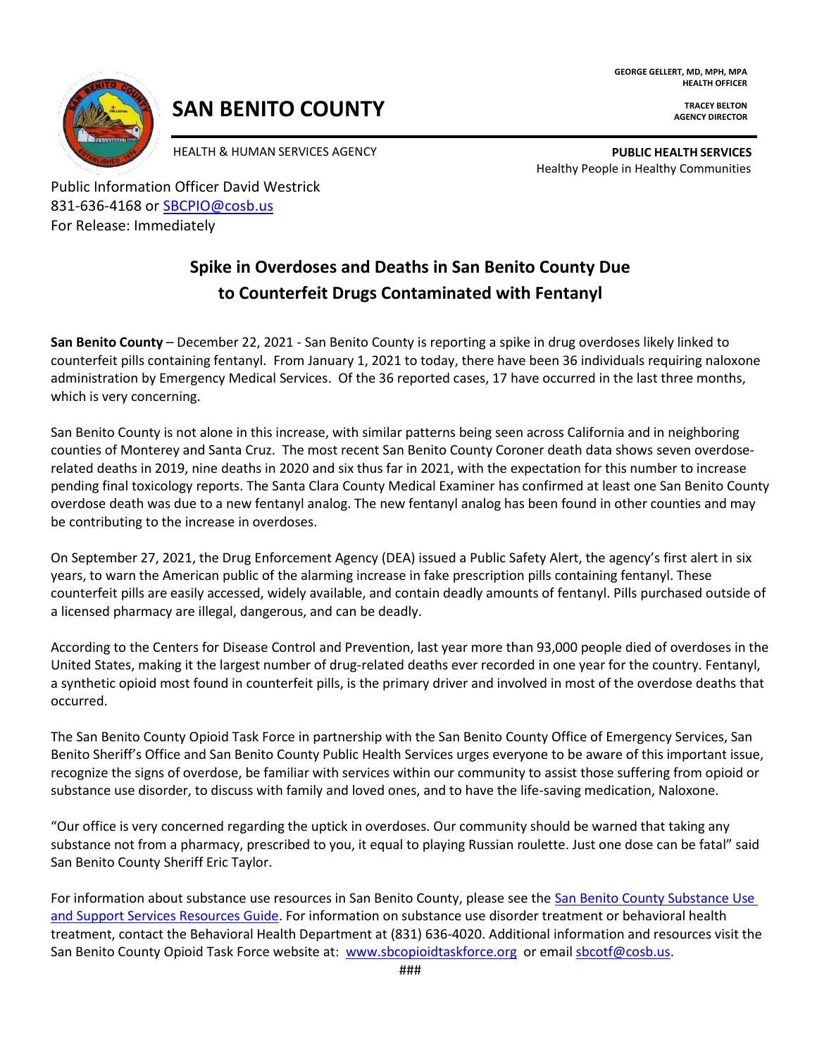GEORGE GELLERT, MD, MPH, MPA
HEALTH OFFICER

TRACEY BELTON
AGENCY DIRECTOR

# SAN BENITO COUNTY

HEALTH & HUMAN SERVICES AGENCY

**PUBLIC HEALTH SERVICES**
Healthy People in Healthy Communities

Public Information Officer David Westrick
831-636-4168 or [SBCPIO@cosb.us](mailto:SBCPIO@cosb.us)
For Release: Immediately

## Spike in Overdoses and Deaths in San Benito County Due to Counterfeit Drugs Contaminated with Fentanyl

**San Benito County** – December 22, 2021 - San Benito County is reporting a spike in drug overdoses likely linked to counterfeit pills containing fentanyl. From January 1, 2021 to today, there have been 36 individuals requiring naloxone administration by Emergency Medical Services. Of the 36 reported cases, 17 have occurred in the last three months, which is very concerning.

San Benito County is not alone in this increase, with similar patterns being seen across California and in neighboring counties of Monterey and Santa Cruz. The most recent San Benito County Coroner death data shows seven overdose-related deaths in 2019, nine deaths in 2020 and six thus far in 2021, with the expectation for this number to increase pending final toxicology reports. The Santa Clara County Medical Examiner has confirmed at least one San Benito County overdose death was due to a new fentanyl analog. The new fentanyl analog has been found in other counties and may be contributing to the increase in overdoses.

On September 27, 2021, the Drug Enforcement Agency (DEA) issued a Public Safety Alert, the agency's first alert in six years, to warn the American public of the alarming increase in fake prescription pills containing fentanyl. These counterfeit pills are easily accessed, widely available, and contain deadly amounts of fentanyl. Pills purchased outside of a licensed pharmacy are illegal, dangerous, and can be deadly.

According to the Centers for Disease Control and Prevention, last year more than 93,000 people died of overdoses in the United States, making it the largest number of drug-related deaths ever recorded in one year for the country. Fentanyl, a synthetic opioid most found in counterfeit pills, is the primary driver and involved in most of the overdose deaths that occurred.

The San Benito County Opioid Task Force in partnership with the San Benito County Office of Emergency Services, San Benito Sheriff's Office and San Benito County Public Health Services urges everyone to be aware of this important issue, recognize the signs of overdose, be familiar with services within our community to assist those suffering from opioid or substance use disorder, to discuss with family and loved ones, and to have the life-saving medication, Naloxone.

"Our office is very concerned regarding the uptick in overdoses. Our community should be warned that taking any substance not from a pharmacy, prescribed to you, it equal to playing Russian roulette. Just one dose can be fatal" said San Benito County Sheriff Eric Taylor.

For information about substance use resources in San Benito County, please see the San Benito County Substance Use and Support Services Resources Guide. For information on substance use disorder treatment or behavioral health treatment, contact the Behavioral Health Department at (831) 636-4020. Additional information and resources visit the San Benito County Opioid Task Force website at: [www.sbcopioidtaskforce.org](http://www.sbcopioidtaskforce.org) or email [sbcotf@cosb.us](mailto:sbcotf@cosb.us).

###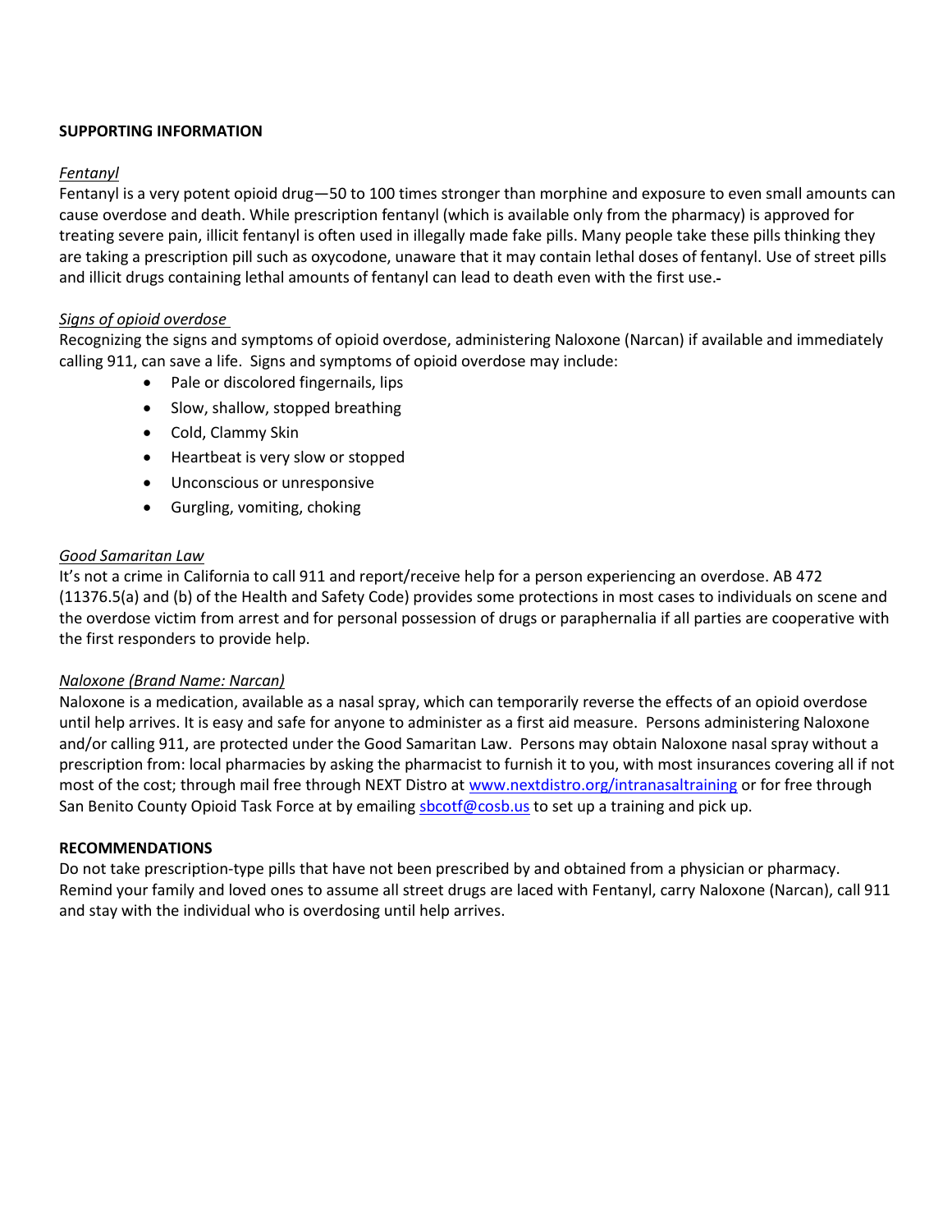**SUPPORTING INFORMATION**

*Fentanyl*

Fentanyl is a very potent opioid drug—50 to 100 times stronger than morphine and exposure to even small amounts can cause overdose and death. While prescription fentanyl (which is available only from the pharmacy) is approved for treating severe pain, illicit fentanyl is often used in illegally made fake pills. Many people take these pills thinking they are taking a prescription pill such as oxycodone, unaware that it may contain lethal doses of fentanyl. Use of street pills and illicit drugs containing lethal amounts of fentanyl can lead to death even with the first use.

*Signs of opioid overdose*

Recognizing the signs and symptoms of opioid overdose, administering Naloxone (Narcan) if available and immediately calling 911, can save a life. Signs and symptoms of opioid overdose may include:

- Pale or discolored fingernails, lips
- Slow, shallow, stopped breathing
- Cold, Clammy Skin
- Heartbeat is very slow or stopped
- Unconscious or unresponsive
- Gurgling, vomiting, choking

*Good Samaritan Law*

It's not a crime in California to call 911 and report/receive help for a person experiencing an overdose. AB 472 (11376.5(a) and (b) of the Health and Safety Code) provides some protections in most cases to individuals on scene and the overdose victim from arrest and for personal possession of drugs or paraphernalia if all parties are cooperative with the first responders to provide help.

*Naloxone (Brand Name: Narcan)*

Naloxone is a medication, available as a nasal spray, which can temporarily reverse the effects of an opioid overdose until help arrives. It is easy and safe for anyone to administer as a first aid measure. Persons administering Naloxone and/or calling 911, are protected under the Good Samaritan Law. Persons may obtain Naloxone nasal spray without a prescription from: local pharmacies by asking the pharmacist to furnish it to you, with most insurances covering all if not most of the cost; through mail free through NEXT Distro at www.nextdistro.org/intranasaltraining or for free through San Benito County Opioid Task Force at by emailing sbcotf@cosb.us to set up a training and pick up.

**RECOMMENDATIONS**

Do not take prescription-type pills that have not been prescribed by and obtained from a physician or pharmacy. Remind your family and loved ones to assume all street drugs are laced with Fentanyl, carry Naloxone (Narcan), call 911 and stay with the individual who is overdosing until help arrives.